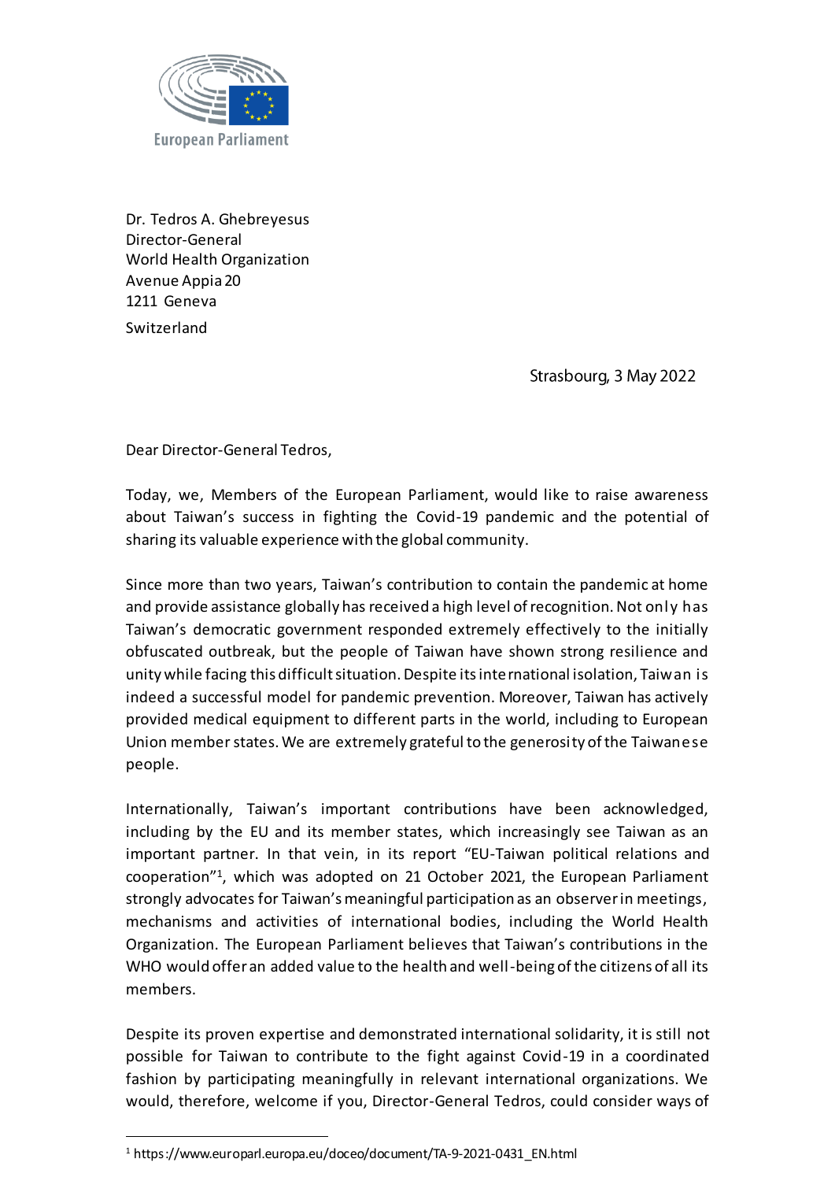European Parliament

Dr. Tedros A. Ghebreyesus
Director-General
World Health Organization
Avenue Appia 20
1211 Geneva
Switzerland

Strasbourg, 3 May 2022

Dear Director-General Tedros,

Today, we, Members of the European Parliament, would like to raise awareness about Taiwan's success in fighting the Covid-19 pandemic and the potential of sharing its valuable experience with the global community.

Since more than two years, Taiwan's contribution to contain the pandemic at home and provide assistance globally has received a high level of recognition. Not only has Taiwan's democratic government responded extremely effectively to the initially obfuscated outbreak, but the people of Taiwan have shown strong resilience and unity while facing this difficult situation. Despite its international isolation, Taiwan is indeed a successful model for pandemic prevention. Moreover, Taiwan has actively provided medical equipment to different parts in the world, including to European Union member states. We are extremely grateful to the generosity of the Taiwanese people.

Internationally, Taiwan's important contributions have been acknowledged, including by the EU and its member states, which increasingly see Taiwan as an important partner. In that vein, in its report "EU-Taiwan political relations and cooperation"[1], which was adopted on 21 October 2021, the European Parliament strongly advocates for Taiwan's meaningful participation as an observer in meetings, mechanisms and activities of international bodies, including the World Health Organization. The European Parliament believes that Taiwan's contributions in the WHO would offer an added value to the health and well-being of the citizens of all its members.

Despite its proven expertise and demonstrated international solidarity, it is still not possible for Taiwan to contribute to the fight against Covid-19 in a coordinated fashion by participating meaningfully in relevant international organizations. We would, therefore, welcome if you, Director-General Tedros, could consider ways of

[1] https://www.europarl.europa.eu/doceo/document/TA-9-2021-0431_EN.html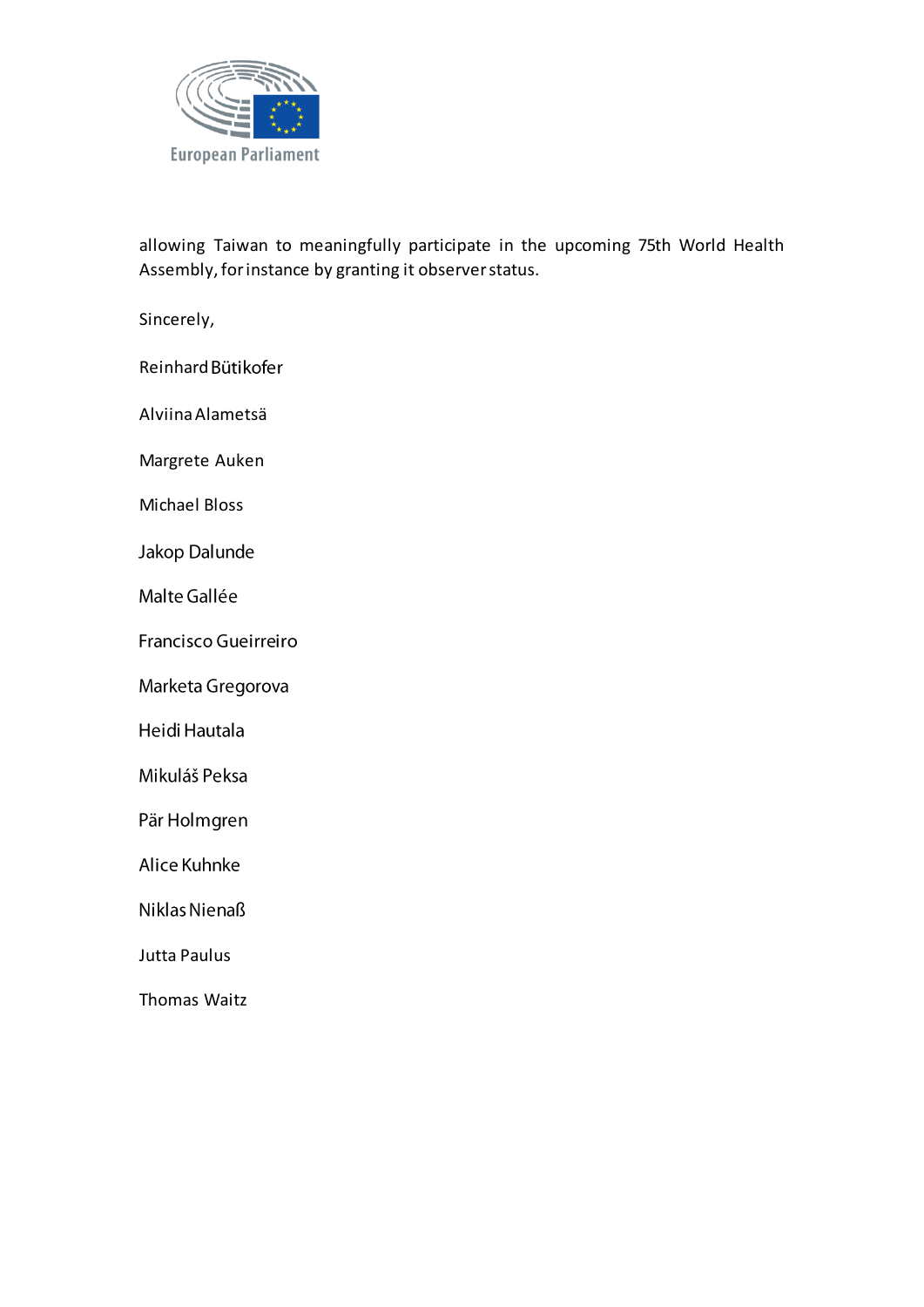allowing Taiwan to meaningfully participate in the upcoming 75th World Health Assembly, for instance by granting it observer status.

Sincerely,

Reinhard Bütikofer

Alviina Alametsä

Margrete Auken

Michael Bloss

Jakop Dalunde

Malte Gallée

Francisco Gueirreiro

Marketa Gregorova

Heidi Hautala

Mikuláš Peksa

Pär Holmgren

Alice Kuhnke

Niklas Nienaß

Jutta Paulus

Thomas Waitz